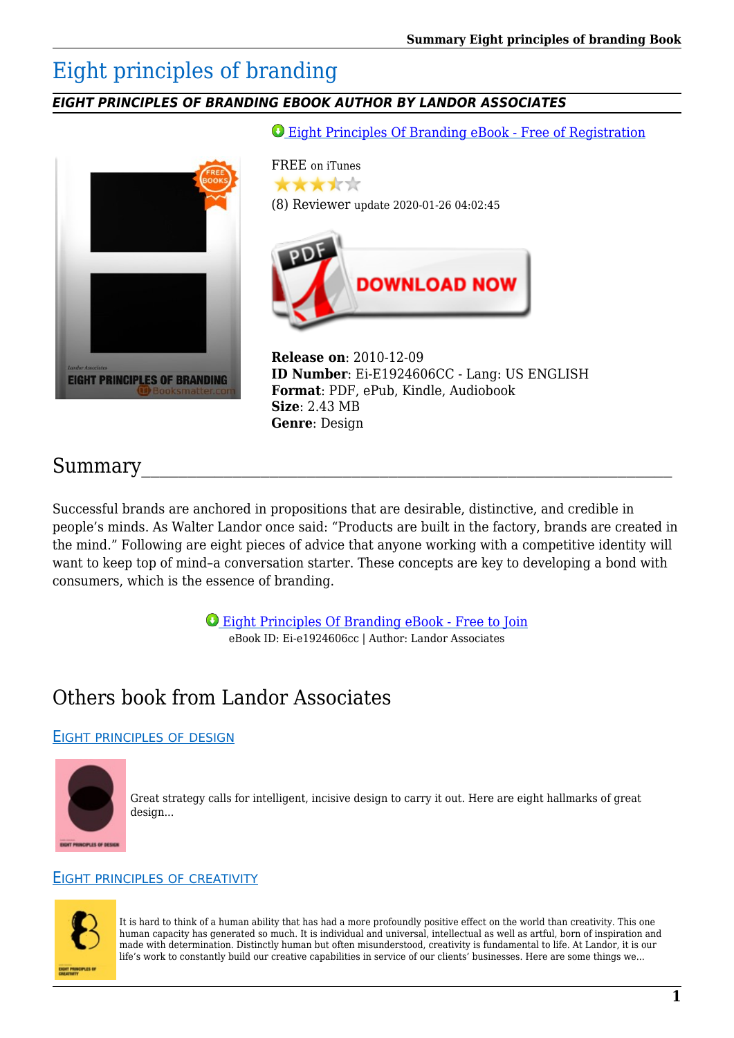# Eight principles of branding

***EIGHT PRINCIPLES OF BRANDING EBOOK AUTHOR BY LANDOR ASSOCIATES***

Eight Principles Of Branding eBook - Free of Registration

FREE on iTunes

(8) Reviewer update 2020-01-26 04:02:45

**Release on**: 2010-12-09
**ID Number**: Ei-E1924606CC - Lang: US ENGLISH
**Format**: PDF, ePub, Kindle, Audiobook
**Size**: 2.43 MB
**Genre**: Design

## Summary

Successful brands are anchored in propositions that are desirable, distinctive, and credible in people's minds. As Walter Landor once said: "Products are built in the factory, brands are created in the mind." Following are eight pieces of advice that anyone working with a competitive identity will want to keep top of mind–a conversation starter. These concepts are key to developing a bond with consumers, which is the essence of branding.

Eight Principles Of Branding eBook - Free to Join
eBook ID: Ei-e1924606cc | Author: Landor Associates

## Others book from Landor Associates

### Eight principles of design

Great strategy calls for intelligent, incisive design to carry it out. Here are eight hallmarks of great design...

### Eight principles of creativity

It is hard to think of a human ability that has had a more profoundly positive effect on the world than creativity. This one human capacity has generated so much. It is individual and universal, intellectual as well as artful, born of inspiration and made with determination. Distinctly human but often misunderstood, creativity is fundamental to life. At Landor, it is our life's work to constantly build our creative capabilities in service of our clients' businesses. Here are some things we...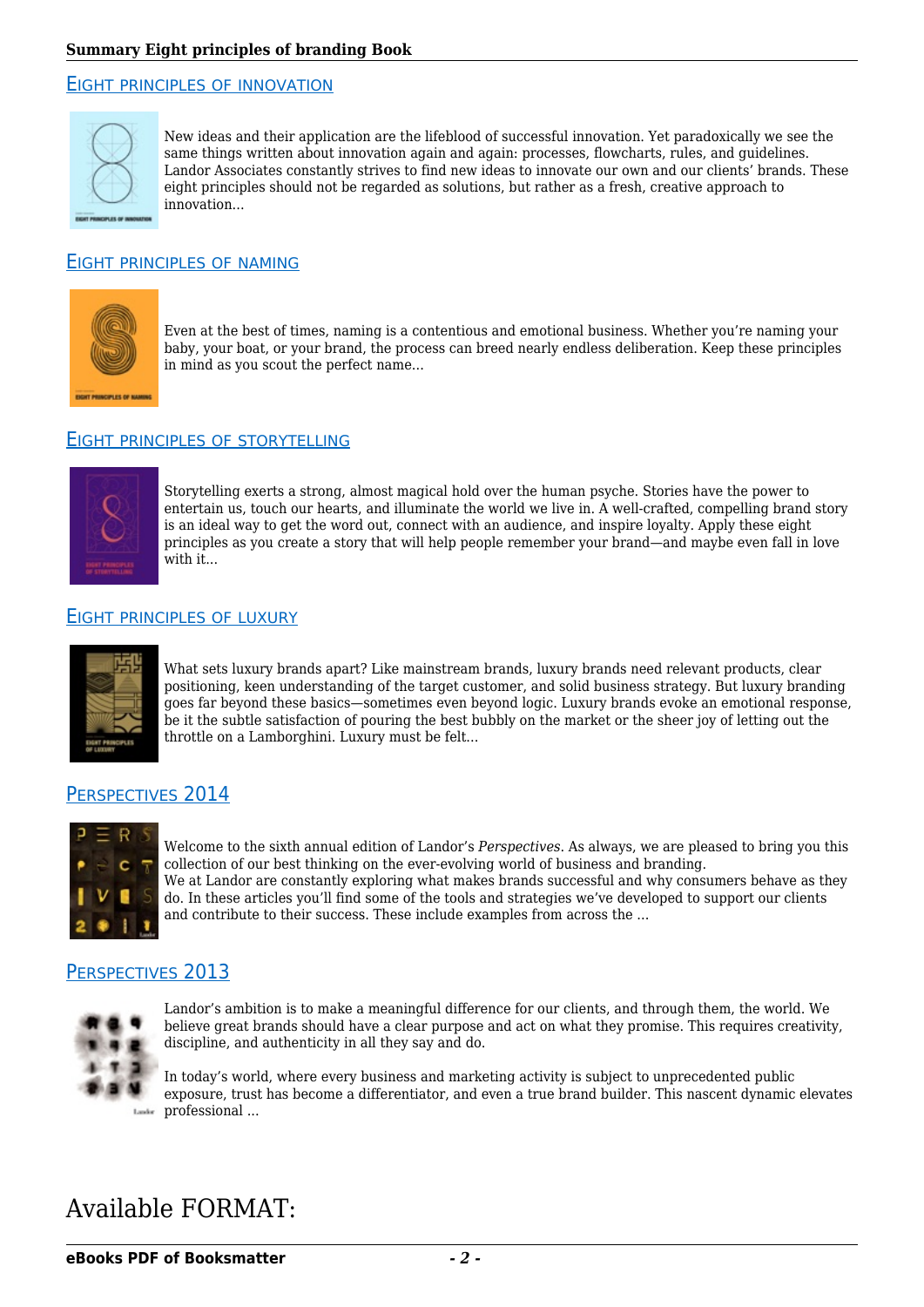## Eight principles of innovation

New ideas and their application are the lifeblood of successful innovation. Yet paradoxically we see the same things written about innovation again and again: processes, flowcharts, rules, and guidelines. Landor Associates constantly strives to find new ideas to innovate our own and our clients' brands. These eight principles should not be regarded as solutions, but rather as a fresh, creative approach to innovation...

## Eight principles of naming

Even at the best of times, naming is a contentious and emotional business. Whether you're naming your baby, your boat, or your brand, the process can breed nearly endless deliberation. Keep these principles in mind as you scout the perfect name...

## Eight principles of storytelling

Storytelling exerts a strong, almost magical hold over the human psyche. Stories have the power to entertain us, touch our hearts, and illuminate the world we live in. A well-crafted, compelling brand story is an ideal way to get the word out, connect with an audience, and inspire loyalty. Apply these eight principles as you create a story that will help people remember your brand—and maybe even fall in love with it...

## Eight principles of luxury

What sets luxury brands apart? Like mainstream brands, luxury brands need relevant products, clear positioning, keen understanding of the target customer, and solid business strategy. But luxury branding goes far beyond these basics—sometimes even beyond logic. Luxury brands evoke an emotional response, be it the subtle satisfaction of pouring the best bubbly on the market or the sheer joy of letting out the throttle on a Lamborghini. Luxury must be felt...

## Perspectives 2014

Welcome to the sixth annual edition of Landor's *Perspectives*. As always, we are pleased to bring you this collection of our best thinking on the ever-evolving world of business and branding.
We at Landor are constantly exploring what makes brands successful and why consumers behave as they do. In these articles you'll find some of the tools and strategies we've developed to support our clients and contribute to their success. These include examples from across the ...

## Perspectives 2013

Landor's ambition is to make a meaningful difference for our clients, and through them, the world. We believe great brands should have a clear purpose and act on what they promise. This requires creativity, discipline, and authenticity in all they say and do.

In today's world, where every business and marketing activity is subject to unprecedented public exposure, trust has become a differentiator, and even a true brand builder. This nascent dynamic elevates professional ...

# Available FORMAT: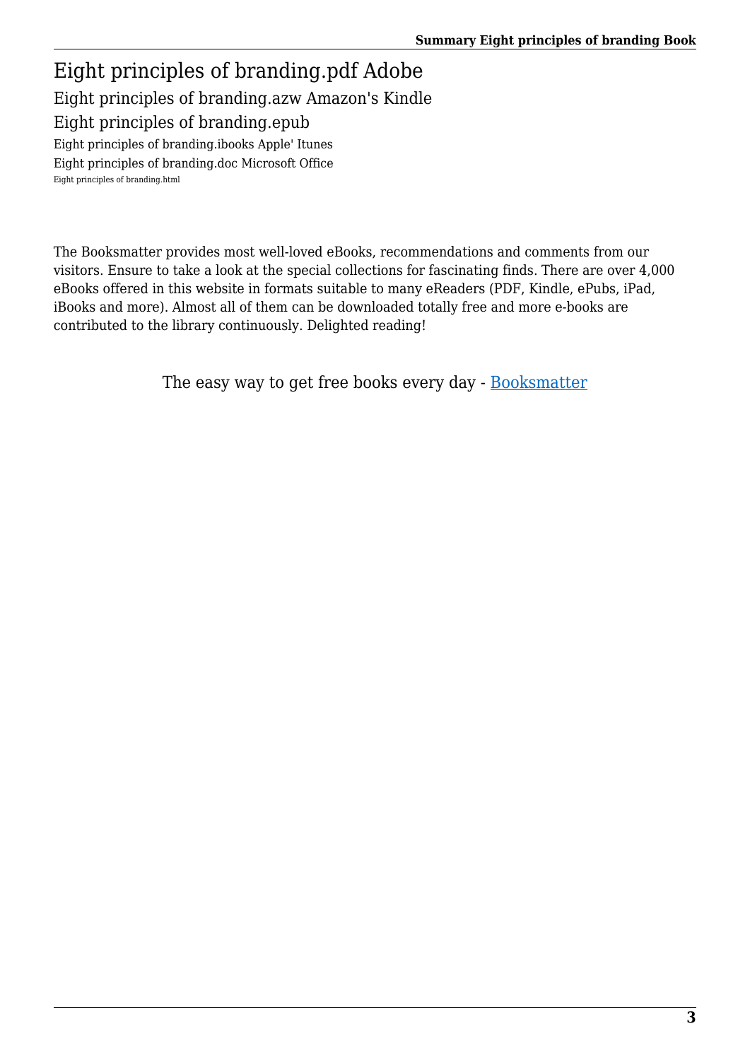# Eight principles of branding.pdf Adobe

## Eight principles of branding.azw Amazon's Kindle

## Eight principles of branding.epub

Eight principles of branding.ibooks Apple' Itunes

Eight principles of branding.doc Microsoft Office

Eight principles of branding.html

The Booksmatter provides most well-loved eBooks, recommendations and comments from our visitors. Ensure to take a look at the special collections for fascinating finds. There are over 4,000 eBooks offered in this website in formats suitable to many eReaders (PDF, Kindle, ePubs, iPad, iBooks and more). Almost all of them can be downloaded totally free and more e-books are contributed to the library continuously. Delighted reading!

The easy way to get free books every day - Booksmatter